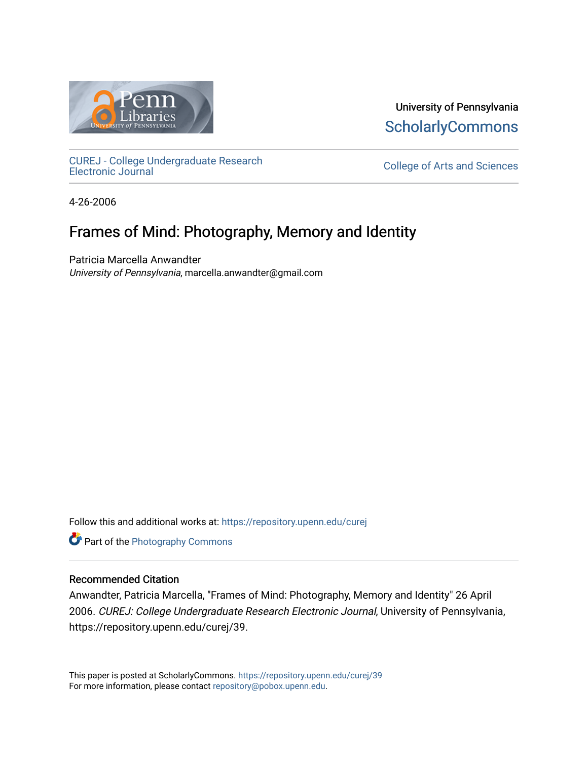University of Pennsylvania
ScholarlyCommons

CUREJ - College Undergraduate Research Electronic Journal

College of Arts and Sciences

4-26-2006

# Frames of Mind: Photography, Memory and Identity

Patricia Marcella Anwandter
*University of Pennsylvania*, marcella.anwandter@gmail.com

Follow this and additional works at: https://repository.upenn.edu/curej

Part of the Photography Commons

## Recommended Citation

Anwandter, Patricia Marcella, "Frames of Mind: Photography, Memory and Identity" 26 April 2006. *CUREJ: College Undergraduate Research Electronic Journal*, University of Pennsylvania, https://repository.upenn.edu/curej/39.

This paper is posted at ScholarlyCommons. https://repository.upenn.edu/curej/39
For more information, please contact repository@pobox.upenn.edu.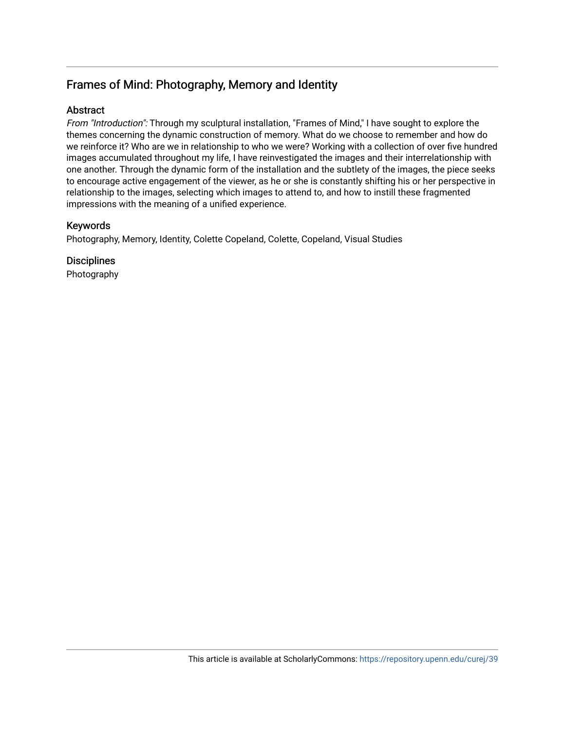## Frames of Mind: Photography, Memory and Identity

### Abstract

*From "Introduction":* Through my sculptural installation, "Frames of Mind," I have sought to explore the themes concerning the dynamic construction of memory. What do we choose to remember and how do we reinforce it? Who are we in relationship to who we were? Working with a collection of over five hundred images accumulated throughout my life, I have reinvestigated the images and their interrelationship with one another. Through the dynamic form of the installation and the subtlety of the images, the piece seeks to encourage active engagement of the viewer, as he or she is constantly shifting his or her perspective in relationship to the images, selecting which images to attend to, and how to instill these fragmented impressions with the meaning of a unified experience.

### Keywords

Photography, Memory, Identity, Colette Copeland, Colette, Copeland, Visual Studies

### Disciplines

Photography

This article is available at ScholarlyCommons: https://repository.upenn.edu/curej/39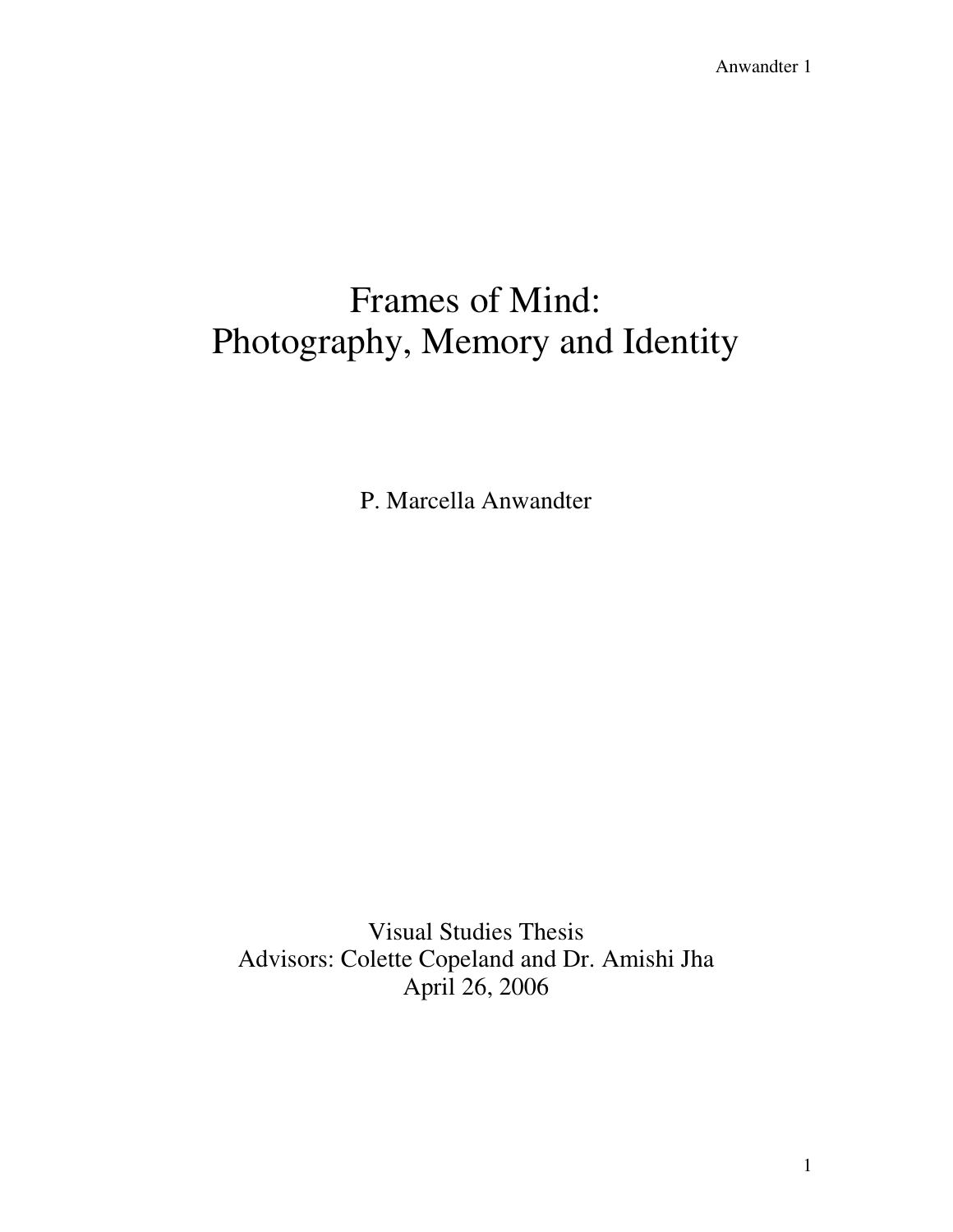# Frames of Mind:
# Photography, Memory and Identity

P. Marcella Anwandter

Visual Studies Thesis
Advisors: Colette Copeland and Dr. Amishi Jha
April 26, 2006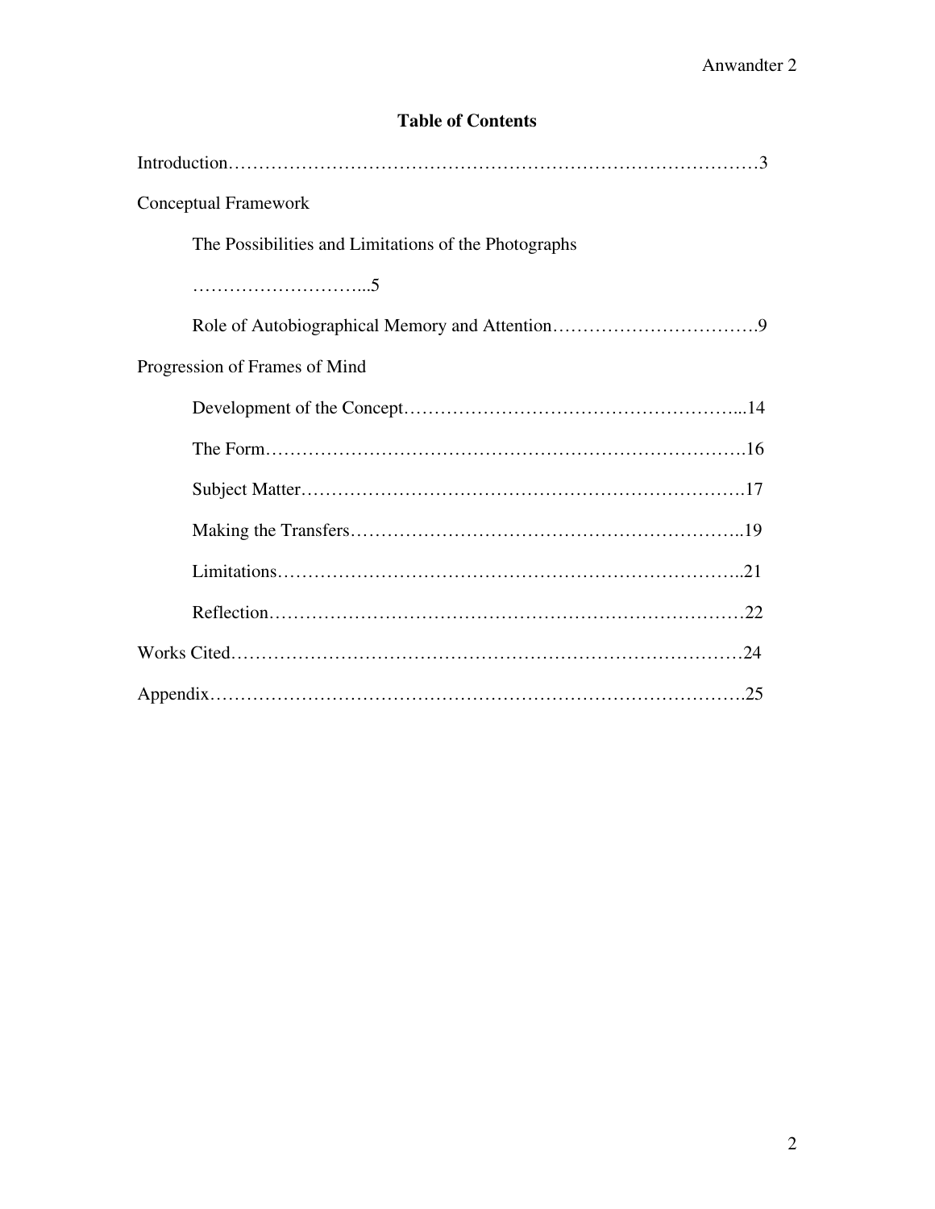## Table of Contents

Introduction……………………………………………………………………………3

Conceptual Framework

- The Possibilities and Limitations of the Photographs ………………………...5
- Role of Autobiographical Memory and Attention…………………………….9

Progression of Frames of Mind

- Development of the Concept………………………………………………...14
- The Form…………………………………………………………………….16
- Subject Matter……………………………………………………………….17
- Making the Transfers………………………………………………………..19
- Limitations…………………………………………………………………..21
- Reflection……………………………………………………………………22

Works Cited…………………………………………………………………………24

Appendix…………………………………………………………………………….25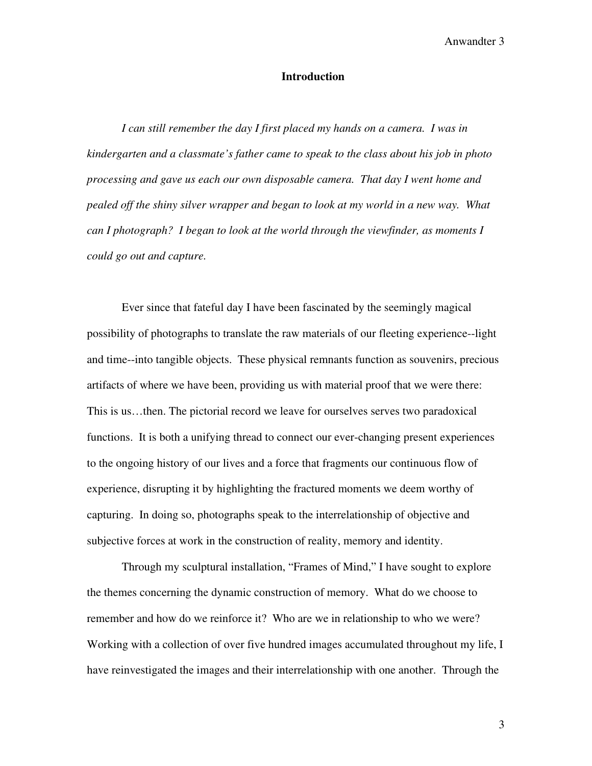## Introduction

*I can still remember the day I first placed my hands on a camera. I was in kindergarten and a classmate's father came to speak to the class about his job in photo processing and gave us each our own disposable camera. That day I went home and pealed off the shiny silver wrapper and began to look at my world in a new way. What can I photograph? I began to look at the world through the viewfinder, as moments I could go out and capture.*

Ever since that fateful day I have been fascinated by the seemingly magical possibility of photographs to translate the raw materials of our fleeting experience--light and time--into tangible objects. These physical remnants function as souvenirs, precious artifacts of where we have been, providing us with material proof that we were there: This is us…then. The pictorial record we leave for ourselves serves two paradoxical functions. It is both a unifying thread to connect our ever-changing present experiences to the ongoing history of our lives and a force that fragments our continuous flow of experience, disrupting it by highlighting the fractured moments we deem worthy of capturing. In doing so, photographs speak to the interrelationship of objective and subjective forces at work in the construction of reality, memory and identity.

Through my sculptural installation, "Frames of Mind," I have sought to explore the themes concerning the dynamic construction of memory. What do we choose to remember and how do we reinforce it? Who are we in relationship to who we were? Working with a collection of over five hundred images accumulated throughout my life, I have reinvestigated the images and their interrelationship with one another. Through the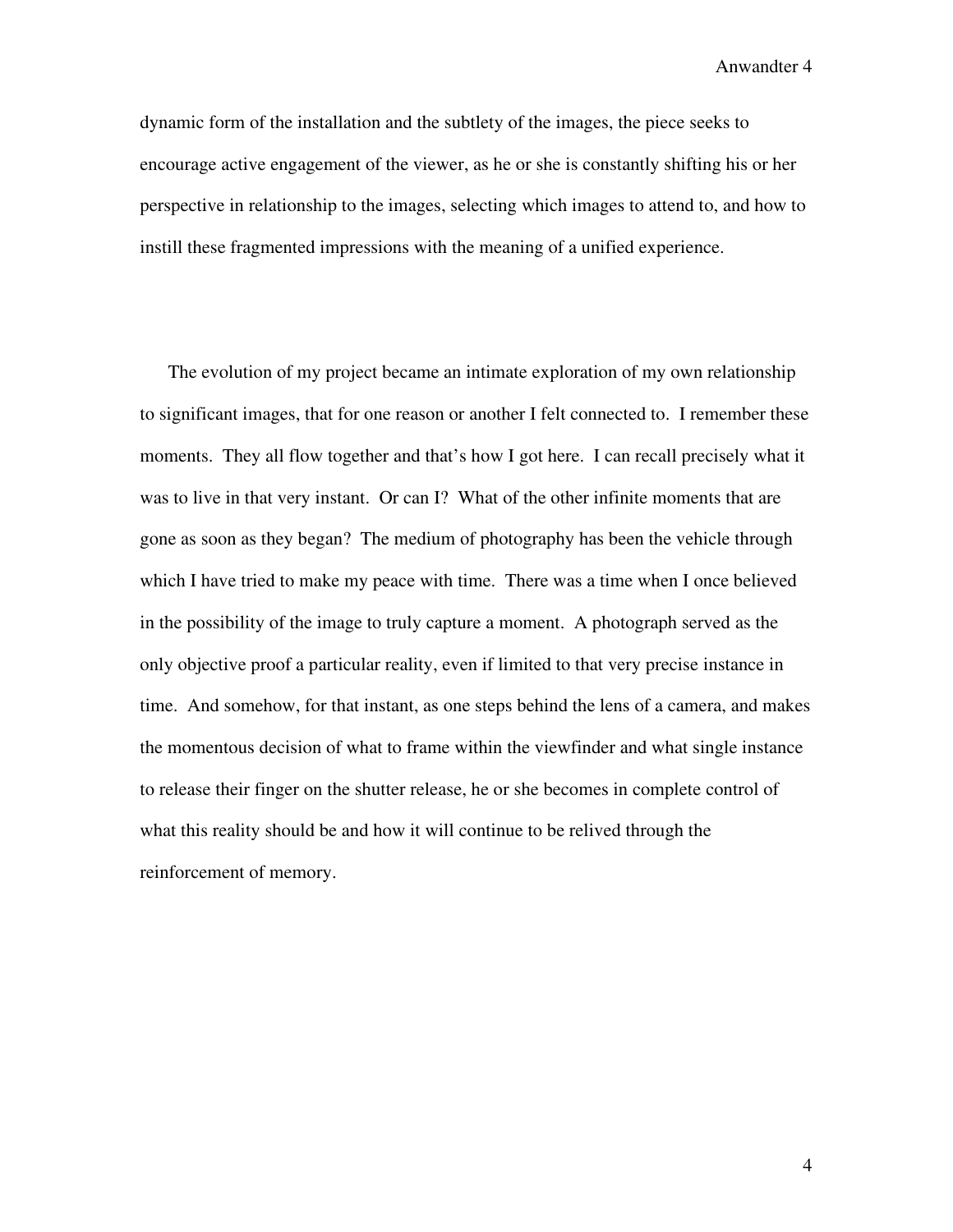dynamic form of the installation and the subtlety of the images, the piece seeks to encourage active engagement of the viewer, as he or she is constantly shifting his or her perspective in relationship to the images, selecting which images to attend to, and how to instill these fragmented impressions with the meaning of a unified experience.

The evolution of my project became an intimate exploration of my own relationship to significant images, that for one reason or another I felt connected to. I remember these moments. They all flow together and that's how I got here. I can recall precisely what it was to live in that very instant. Or can I? What of the other infinite moments that are gone as soon as they began? The medium of photography has been the vehicle through which I have tried to make my peace with time. There was a time when I once believed in the possibility of the image to truly capture a moment. A photograph served as the only objective proof a particular reality, even if limited to that very precise instance in time. And somehow, for that instant, as one steps behind the lens of a camera, and makes the momentous decision of what to frame within the viewfinder and what single instance to release their finger on the shutter release, he or she becomes in complete control of what this reality should be and how it will continue to be relived through the reinforcement of memory.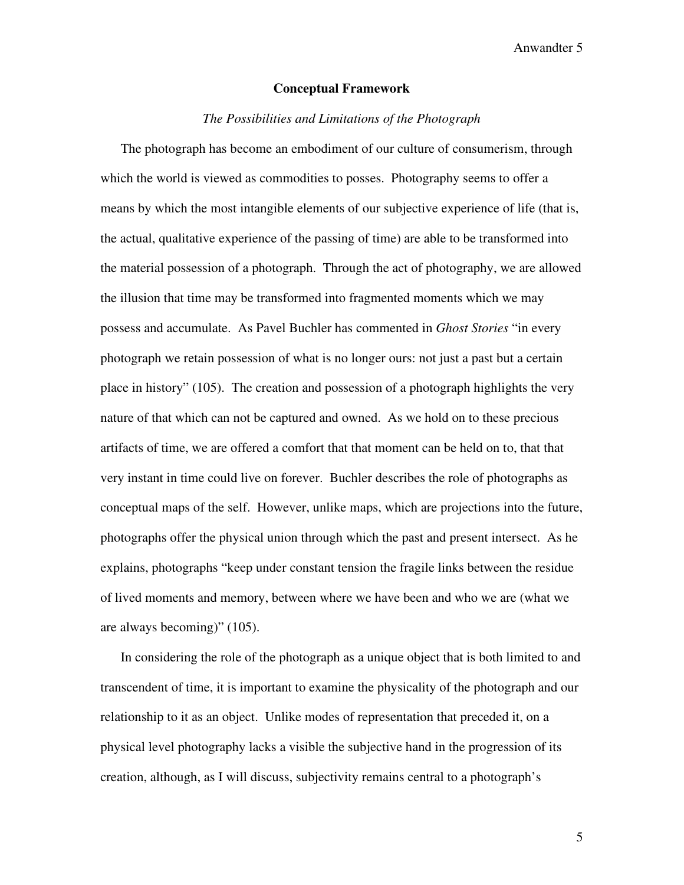## Conceptual Framework

### *The Possibilities and Limitations of the Photograph*

The photograph has become an embodiment of our culture of consumerism, through which the world is viewed as commodities to posses. Photography seems to offer a means by which the most intangible elements of our subjective experience of life (that is, the actual, qualitative experience of the passing of time) are able to be transformed into the material possession of a photograph. Through the act of photography, we are allowed the illusion that time may be transformed into fragmented moments which we may possess and accumulate. As Pavel Buchler has commented in *Ghost Stories* "in every photograph we retain possession of what is no longer ours: not just a past but a certain place in history" (105). The creation and possession of a photograph highlights the very nature of that which can not be captured and owned. As we hold on to these precious artifacts of time, we are offered a comfort that that moment can be held on to, that that very instant in time could live on forever. Buchler describes the role of photographs as conceptual maps of the self. However, unlike maps, which are projections into the future, photographs offer the physical union through which the past and present intersect. As he explains, photographs "keep under constant tension the fragile links between the residue of lived moments and memory, between where we have been and who we are (what we are always becoming)" (105).

In considering the role of the photograph as a unique object that is both limited to and transcendent of time, it is important to examine the physicality of the photograph and our relationship to it as an object. Unlike modes of representation that preceded it, on a physical level photography lacks a visible the subjective hand in the progression of its creation, although, as I will discuss, subjectivity remains central to a photograph's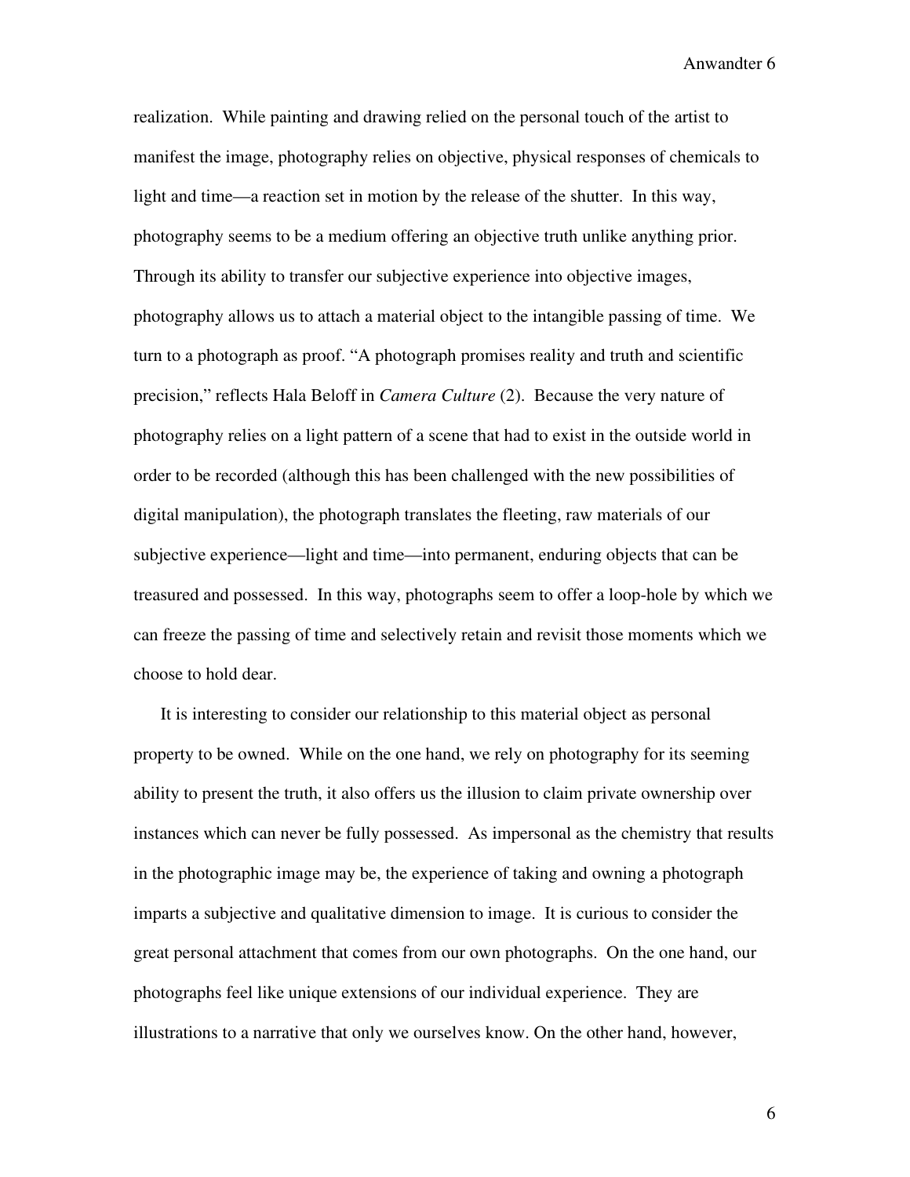realization. While painting and drawing relied on the personal touch of the artist to manifest the image, photography relies on objective, physical responses of chemicals to light and time—a reaction set in motion by the release of the shutter. In this way, photography seems to be a medium offering an objective truth unlike anything prior. Through its ability to transfer our subjective experience into objective images, photography allows us to attach a material object to the intangible passing of time. We turn to a photograph as proof. "A photograph promises reality and truth and scientific precision," reflects Hala Beloff in *Camera Culture* (2). Because the very nature of photography relies on a light pattern of a scene that had to exist in the outside world in order to be recorded (although this has been challenged with the new possibilities of digital manipulation), the photograph translates the fleeting, raw materials of our subjective experience—light and time—into permanent, enduring objects that can be treasured and possessed. In this way, photographs seem to offer a loop-hole by which we can freeze the passing of time and selectively retain and revisit those moments which we choose to hold dear.

It is interesting to consider our relationship to this material object as personal property to be owned. While on the one hand, we rely on photography for its seeming ability to present the truth, it also offers us the illusion to claim private ownership over instances which can never be fully possessed. As impersonal as the chemistry that results in the photographic image may be, the experience of taking and owning a photograph imparts a subjective and qualitative dimension to image. It is curious to consider the great personal attachment that comes from our own photographs. On the one hand, our photographs feel like unique extensions of our individual experience. They are illustrations to a narrative that only we ourselves know. On the other hand, however,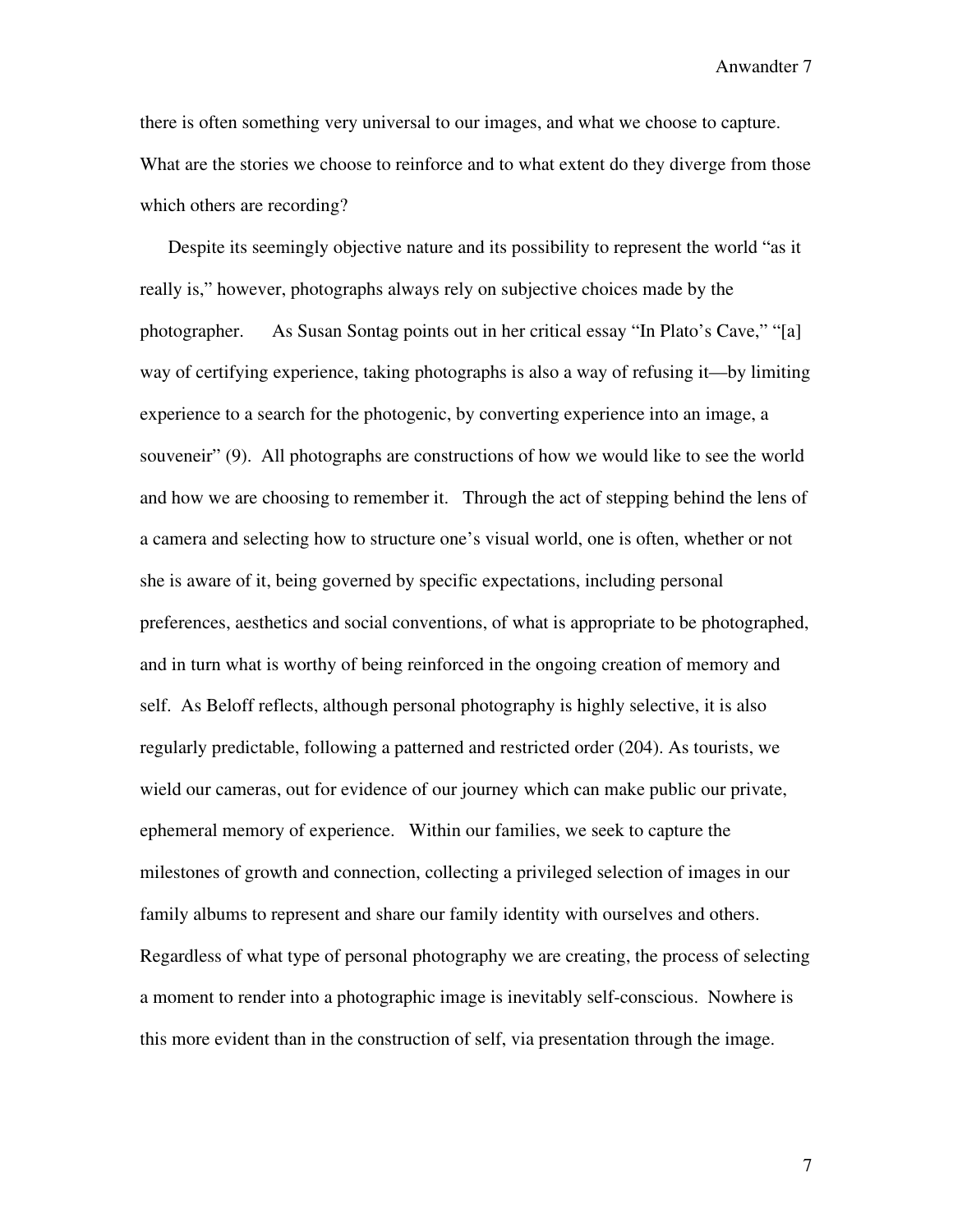there is often something very universal to our images, and what we choose to capture. What are the stories we choose to reinforce and to what extent do they diverge from those which others are recording?

Despite its seemingly objective nature and its possibility to represent the world "as it really is," however, photographs always rely on subjective choices made by the photographer. As Susan Sontag points out in her critical essay "In Plato's Cave," "[a] way of certifying experience, taking photographs is also a way of refusing it—by limiting experience to a search for the photogenic, by converting experience into an image, a souveneir" (9). All photographs are constructions of how we would like to see the world and how we are choosing to remember it. Through the act of stepping behind the lens of a camera and selecting how to structure one's visual world, one is often, whether or not she is aware of it, being governed by specific expectations, including personal preferences, aesthetics and social conventions, of what is appropriate to be photographed, and in turn what is worthy of being reinforced in the ongoing creation of memory and self. As Beloff reflects, although personal photography is highly selective, it is also regularly predictable, following a patterned and restricted order (204). As tourists, we wield our cameras, out for evidence of our journey which can make public our private, ephemeral memory of experience. Within our families, we seek to capture the milestones of growth and connection, collecting a privileged selection of images in our family albums to represent and share our family identity with ourselves and others. Regardless of what type of personal photography we are creating, the process of selecting a moment to render into a photographic image is inevitably self-conscious. Nowhere is this more evident than in the construction of self, via presentation through the image.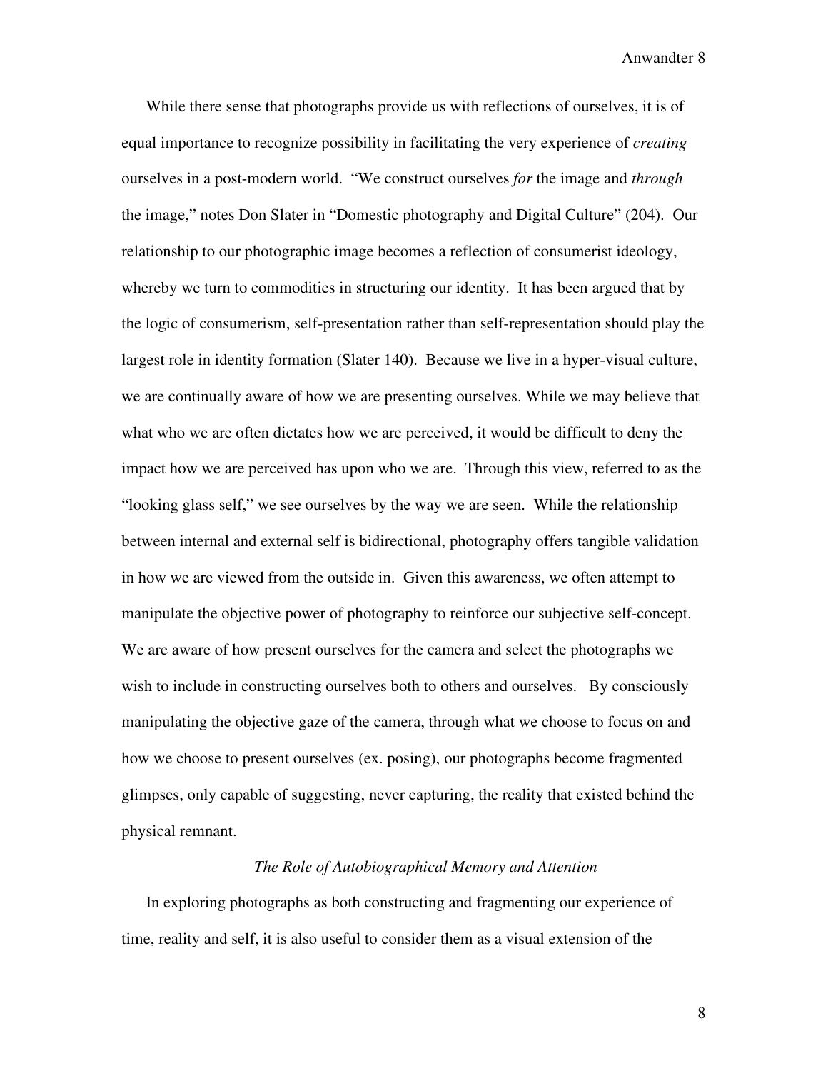While there sense that photographs provide us with reflections of ourselves, it is of equal importance to recognize possibility in facilitating the very experience of *creating* ourselves in a post-modern world. "We construct ourselves *for* the image and *through* the image," notes Don Slater in "Domestic photography and Digital Culture" (204). Our relationship to our photographic image becomes a reflection of consumerist ideology, whereby we turn to commodities in structuring our identity. It has been argued that by the logic of consumerism, self-presentation rather than self-representation should play the largest role in identity formation (Slater 140). Because we live in a hyper-visual culture, we are continually aware of how we are presenting ourselves. While we may believe that what who we are often dictates how we are perceived, it would be difficult to deny the impact how we are perceived has upon who we are. Through this view, referred to as the "looking glass self," we see ourselves by the way we are seen. While the relationship between internal and external self is bidirectional, photography offers tangible validation in how we are viewed from the outside in. Given this awareness, we often attempt to manipulate the objective power of photography to reinforce our subjective self-concept. We are aware of how present ourselves for the camera and select the photographs we wish to include in constructing ourselves both to others and ourselves. By consciously manipulating the objective gaze of the camera, through what we choose to focus on and how we choose to present ourselves (ex. posing), our photographs become fragmented glimpses, only capable of suggesting, never capturing, the reality that existed behind the physical remnant.

### *The Role of Autobiographical Memory and Attention*

In exploring photographs as both constructing and fragmenting our experience of time, reality and self, it is also useful to consider them as a visual extension of the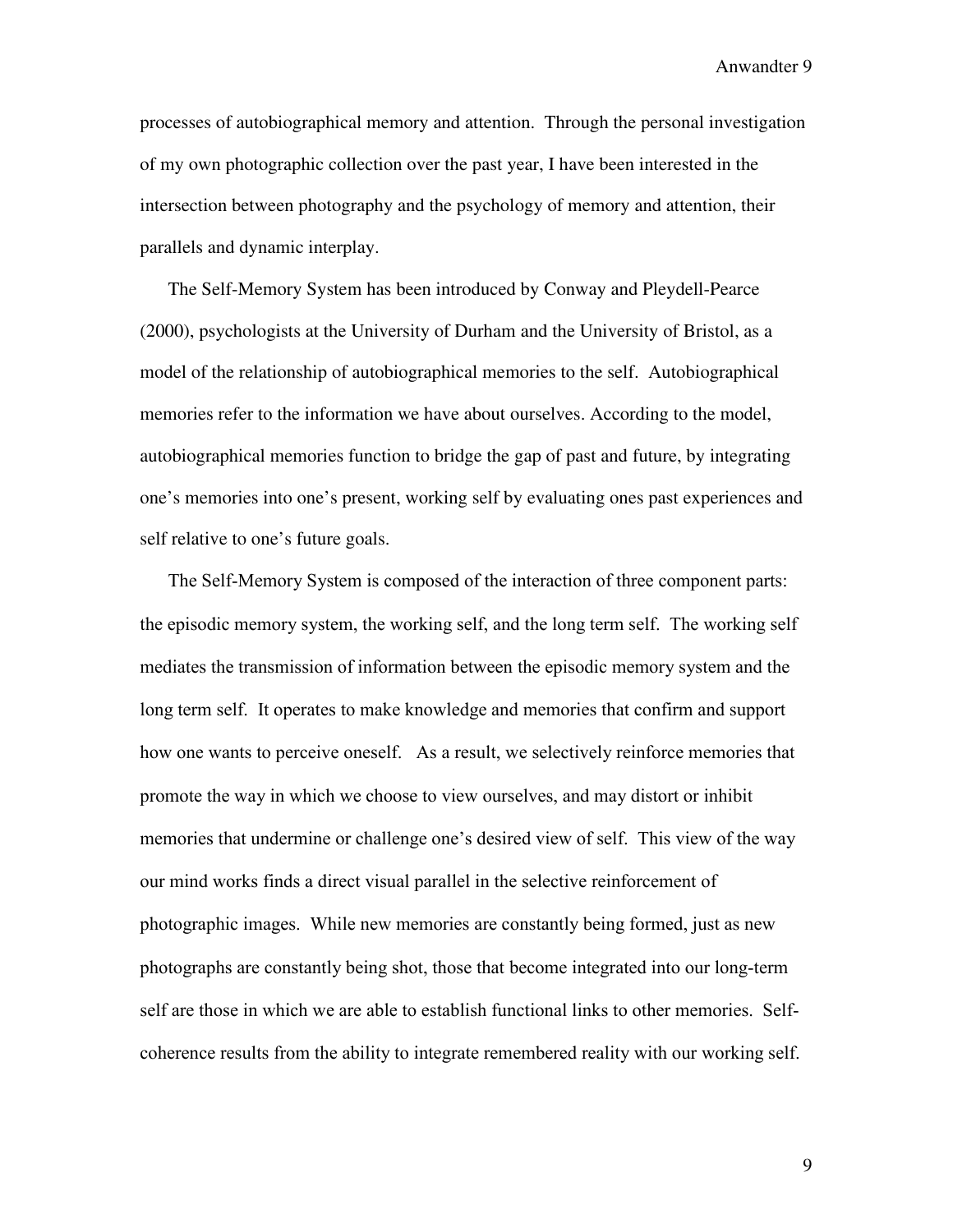processes of autobiographical memory and attention. Through the personal investigation of my own photographic collection over the past year, I have been interested in the intersection between photography and the psychology of memory and attention, their parallels and dynamic interplay.

The Self-Memory System has been introduced by Conway and Pleydell-Pearce (2000), psychologists at the University of Durham and the University of Bristol, as a model of the relationship of autobiographical memories to the self. Autobiographical memories refer to the information we have about ourselves. According to the model, autobiographical memories function to bridge the gap of past and future, by integrating one's memories into one's present, working self by evaluating ones past experiences and self relative to one's future goals.

The Self-Memory System is composed of the interaction of three component parts: the episodic memory system, the working self, and the long term self. The working self mediates the transmission of information between the episodic memory system and the long term self. It operates to make knowledge and memories that confirm and support how one wants to perceive oneself. As a result, we selectively reinforce memories that promote the way in which we choose to view ourselves, and may distort or inhibit memories that undermine or challenge one's desired view of self. This view of the way our mind works finds a direct visual parallel in the selective reinforcement of photographic images. While new memories are constantly being formed, just as new photographs are constantly being shot, those that become integrated into our long-term self are those in which we are able to establish functional links to other memories. Self-coherence results from the ability to integrate remembered reality with our working self.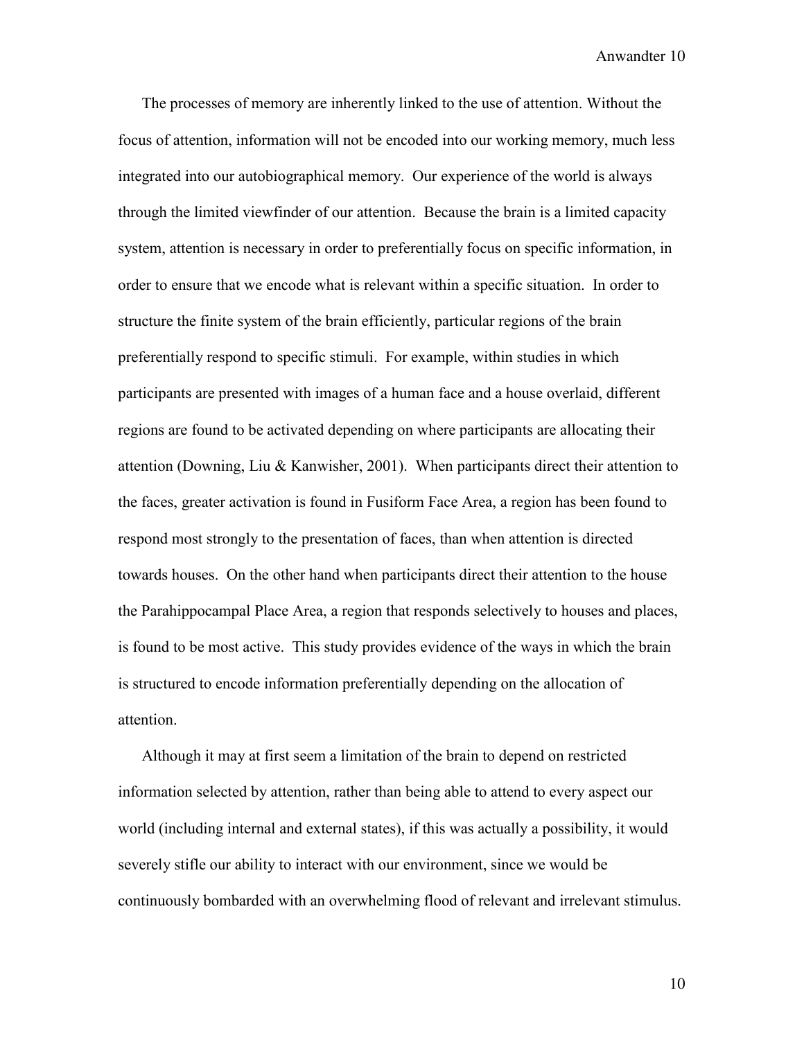The processes of memory are inherently linked to the use of attention. Without the focus of attention, information will not be encoded into our working memory, much less integrated into our autobiographical memory. Our experience of the world is always through the limited viewfinder of our attention. Because the brain is a limited capacity system, attention is necessary in order to preferentially focus on specific information, in order to ensure that we encode what is relevant within a specific situation. In order to structure the finite system of the brain efficiently, particular regions of the brain preferentially respond to specific stimuli. For example, within studies in which participants are presented with images of a human face and a house overlaid, different regions are found to be activated depending on where participants are allocating their attention (Downing, Liu & Kanwisher, 2001). When participants direct their attention to the faces, greater activation is found in Fusiform Face Area, a region has been found to respond most strongly to the presentation of faces, than when attention is directed towards houses. On the other hand when participants direct their attention to the house the Parahippocampal Place Area, a region that responds selectively to houses and places, is found to be most active. This study provides evidence of the ways in which the brain is structured to encode information preferentially depending on the allocation of attention.

Although it may at first seem a limitation of the brain to depend on restricted information selected by attention, rather than being able to attend to every aspect our world (including internal and external states), if this was actually a possibility, it would severely stifle our ability to interact with our environment, since we would be continuously bombarded with an overwhelming flood of relevant and irrelevant stimulus.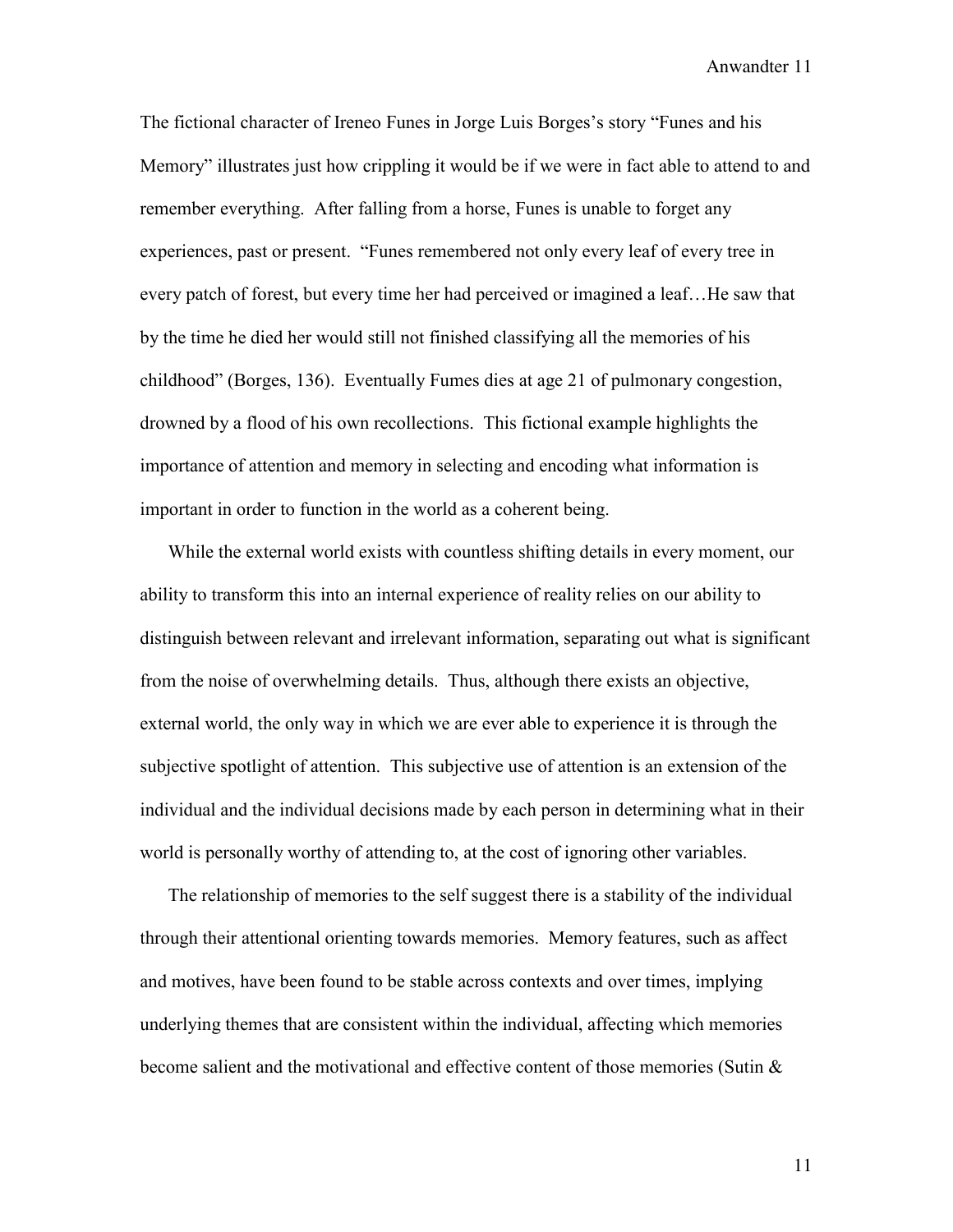The fictional character of Ireneo Funes in Jorge Luis Borges's story "Funes and his Memory" illustrates just how crippling it would be if we were in fact able to attend to and remember everything. After falling from a horse, Funes is unable to forget any experiences, past or present. "Funes remembered not only every leaf of every tree in every patch of forest, but every time her had perceived or imagined a leaf…He saw that by the time he died her would still not finished classifying all the memories of his childhood" (Borges, 136). Eventually Fumes dies at age 21 of pulmonary congestion, drowned by a flood of his own recollections. This fictional example highlights the importance of attention and memory in selecting and encoding what information is important in order to function in the world as a coherent being.

While the external world exists with countless shifting details in every moment, our ability to transform this into an internal experience of reality relies on our ability to distinguish between relevant and irrelevant information, separating out what is significant from the noise of overwhelming details. Thus, although there exists an objective, external world, the only way in which we are ever able to experience it is through the subjective spotlight of attention. This subjective use of attention is an extension of the individual and the individual decisions made by each person in determining what in their world is personally worthy of attending to, at the cost of ignoring other variables.

The relationship of memories to the self suggest there is a stability of the individual through their attentional orienting towards memories. Memory features, such as affect and motives, have been found to be stable across contexts and over times, implying underlying themes that are consistent within the individual, affecting which memories become salient and the motivational and effective content of those memories (Sutin &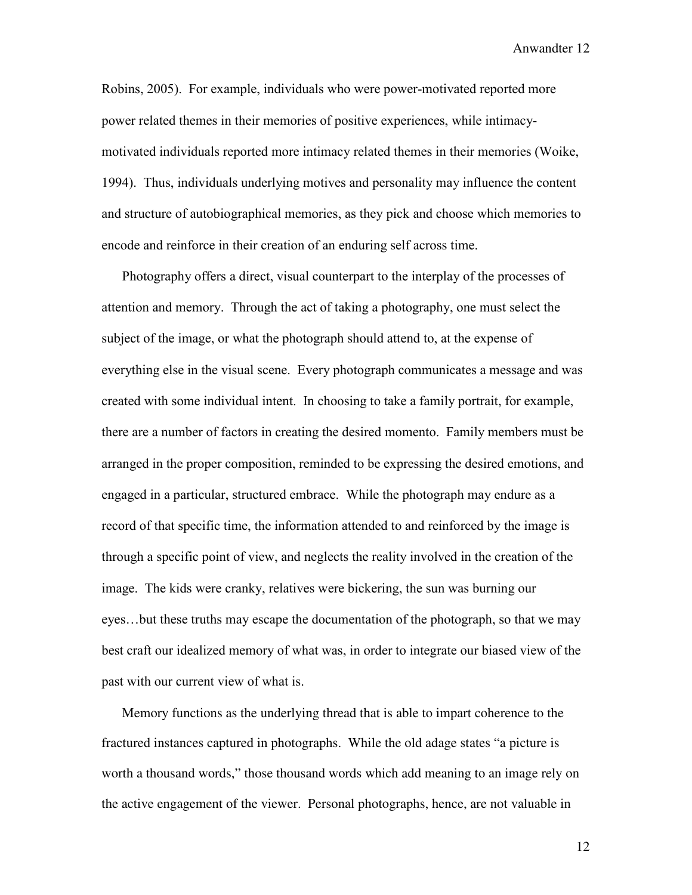Robins, 2005). For example, individuals who were power-motivated reported more power related themes in their memories of positive experiences, while intimacy-motivated individuals reported more intimacy related themes in their memories (Woike, 1994). Thus, individuals underlying motives and personality may influence the content and structure of autobiographical memories, as they pick and choose which memories to encode and reinforce in their creation of an enduring self across time.

Photography offers a direct, visual counterpart to the interplay of the processes of attention and memory. Through the act of taking a photography, one must select the subject of the image, or what the photograph should attend to, at the expense of everything else in the visual scene. Every photograph communicates a message and was created with some individual intent. In choosing to take a family portrait, for example, there are a number of factors in creating the desired momento. Family members must be arranged in the proper composition, reminded to be expressing the desired emotions, and engaged in a particular, structured embrace. While the photograph may endure as a record of that specific time, the information attended to and reinforced by the image is through a specific point of view, and neglects the reality involved in the creation of the image. The kids were cranky, relatives were bickering, the sun was burning our eyes…but these truths may escape the documentation of the photograph, so that we may best craft our idealized memory of what was, in order to integrate our biased view of the past with our current view of what is.

Memory functions as the underlying thread that is able to impart coherence to the fractured instances captured in photographs. While the old adage states "a picture is worth a thousand words," those thousand words which add meaning to an image rely on the active engagement of the viewer. Personal photographs, hence, are not valuable in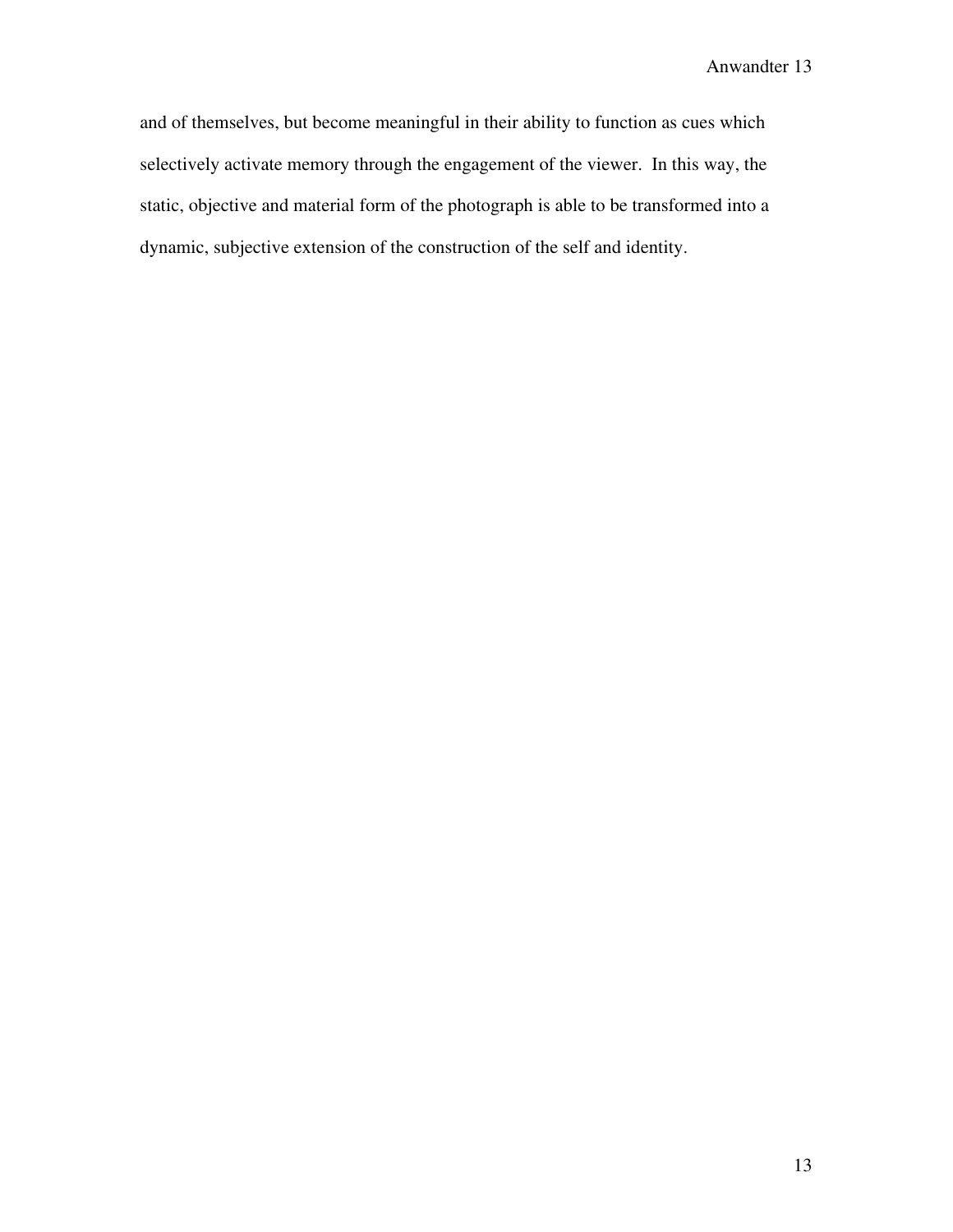and of themselves, but become meaningful in their ability to function as cues which selectively activate memory through the engagement of the viewer. In this way, the static, objective and material form of the photograph is able to be transformed into a dynamic, subjective extension of the construction of the self and identity.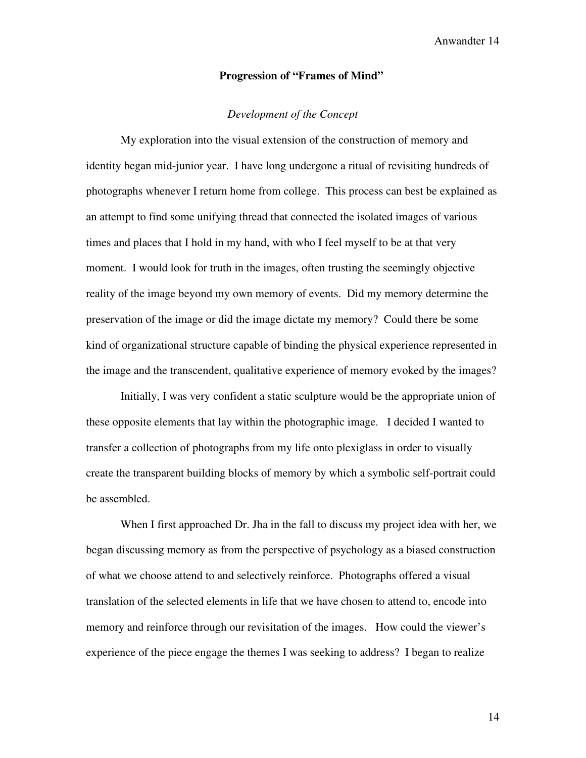## Progression of "Frames of Mind"

### *Development of the Concept*

My exploration into the visual extension of the construction of memory and identity began mid-junior year. I have long undergone a ritual of revisiting hundreds of photographs whenever I return home from college. This process can best be explained as an attempt to find some unifying thread that connected the isolated images of various times and places that I hold in my hand, with who I feel myself to be at that very moment. I would look for truth in the images, often trusting the seemingly objective reality of the image beyond my own memory of events. Did my memory determine the preservation of the image or did the image dictate my memory? Could there be some kind of organizational structure capable of binding the physical experience represented in the image and the transcendent, qualitative experience of memory evoked by the images?

Initially, I was very confident a static sculpture would be the appropriate union of these opposite elements that lay within the photographic image. I decided I wanted to transfer a collection of photographs from my life onto plexiglass in order to visually create the transparent building blocks of memory by which a symbolic self-portrait could be assembled.

When I first approached Dr. Jha in the fall to discuss my project idea with her, we began discussing memory as from the perspective of psychology as a biased construction of what we choose attend to and selectively reinforce. Photographs offered a visual translation of the selected elements in life that we have chosen to attend to, encode into memory and reinforce through our revisitation of the images. How could the viewer's experience of the piece engage the themes I was seeking to address? I began to realize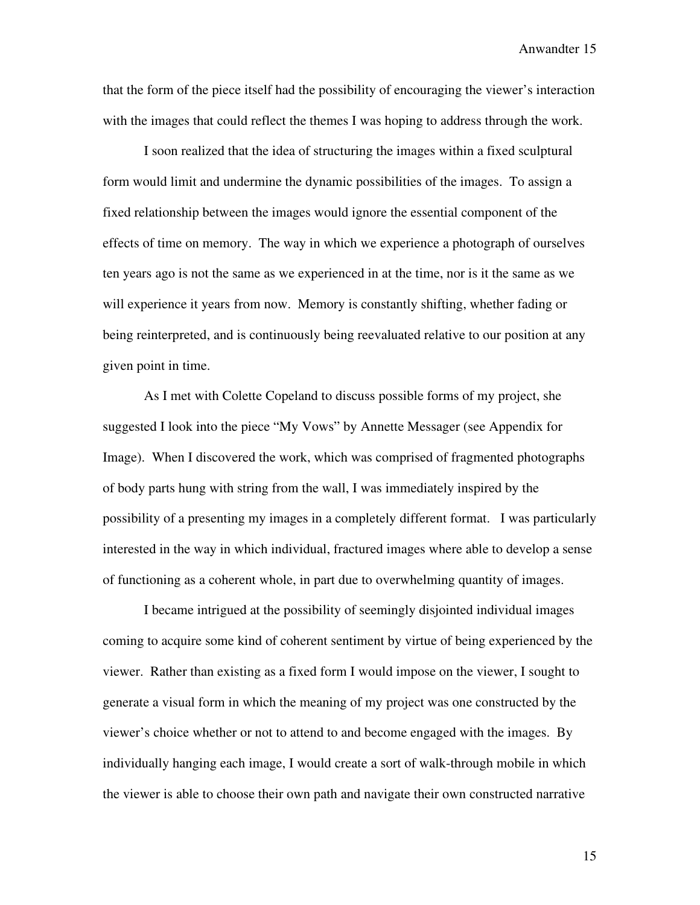that the form of the piece itself had the possibility of encouraging the viewer's interaction with the images that could reflect the themes I was hoping to address through the work.

I soon realized that the idea of structuring the images within a fixed sculptural form would limit and undermine the dynamic possibilities of the images. To assign a fixed relationship between the images would ignore the essential component of the effects of time on memory. The way in which we experience a photograph of ourselves ten years ago is not the same as we experienced in at the time, nor is it the same as we will experience it years from now. Memory is constantly shifting, whether fading or being reinterpreted, and is continuously being reevaluated relative to our position at any given point in time.

As I met with Colette Copeland to discuss possible forms of my project, she suggested I look into the piece "My Vows" by Annette Messager (see Appendix for Image). When I discovered the work, which was comprised of fragmented photographs of body parts hung with string from the wall, I was immediately inspired by the possibility of a presenting my images in a completely different format. I was particularly interested in the way in which individual, fractured images where able to develop a sense of functioning as a coherent whole, in part due to overwhelming quantity of images.

I became intrigued at the possibility of seemingly disjointed individual images coming to acquire some kind of coherent sentiment by virtue of being experienced by the viewer. Rather than existing as a fixed form I would impose on the viewer, I sought to generate a visual form in which the meaning of my project was one constructed by the viewer's choice whether or not to attend to and become engaged with the images. By individually hanging each image, I would create a sort of walk-through mobile in which the viewer is able to choose their own path and navigate their own constructed narrative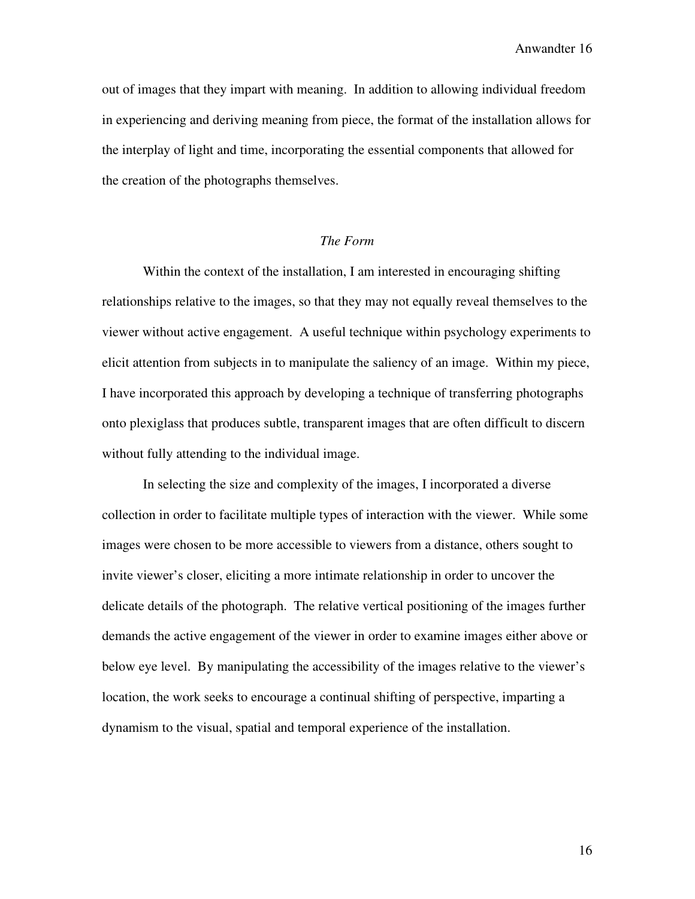out of images that they impart with meaning. In addition to allowing individual freedom in experiencing and deriving meaning from piece, the format of the installation allows for the interplay of light and time, incorporating the essential components that allowed for the creation of the photographs themselves.

### *The Form*

Within the context of the installation, I am interested in encouraging shifting relationships relative to the images, so that they may not equally reveal themselves to the viewer without active engagement. A useful technique within psychology experiments to elicit attention from subjects in to manipulate the saliency of an image. Within my piece, I have incorporated this approach by developing a technique of transferring photographs onto plexiglass that produces subtle, transparent images that are often difficult to discern without fully attending to the individual image.

In selecting the size and complexity of the images, I incorporated a diverse collection in order to facilitate multiple types of interaction with the viewer. While some images were chosen to be more accessible to viewers from a distance, others sought to invite viewer's closer, eliciting a more intimate relationship in order to uncover the delicate details of the photograph. The relative vertical positioning of the images further demands the active engagement of the viewer in order to examine images either above or below eye level. By manipulating the accessibility of the images relative to the viewer's location, the work seeks to encourage a continual shifting of perspective, imparting a dynamism to the visual, spatial and temporal experience of the installation.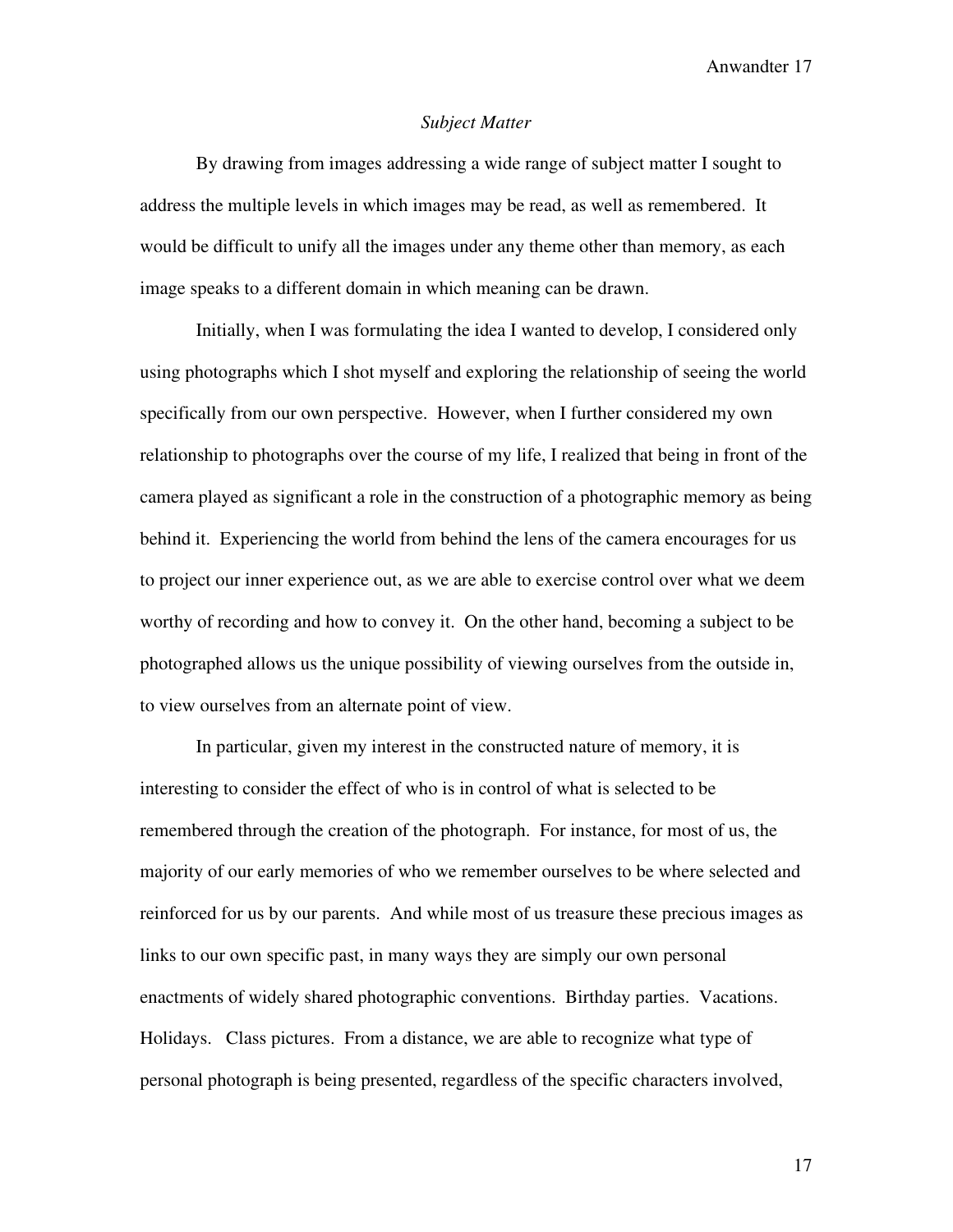*Subject Matter*

By drawing from images addressing a wide range of subject matter I sought to address the multiple levels in which images may be read, as well as remembered. It would be difficult to unify all the images under any theme other than memory, as each image speaks to a different domain in which meaning can be drawn.

Initially, when I was formulating the idea I wanted to develop, I considered only using photographs which I shot myself and exploring the relationship of seeing the world specifically from our own perspective. However, when I further considered my own relationship to photographs over the course of my life, I realized that being in front of the camera played as significant a role in the construction of a photographic memory as being behind it. Experiencing the world from behind the lens of the camera encourages for us to project our inner experience out, as we are able to exercise control over what we deem worthy of recording and how to convey it. On the other hand, becoming a subject to be photographed allows us the unique possibility of viewing ourselves from the outside in, to view ourselves from an alternate point of view.

In particular, given my interest in the constructed nature of memory, it is interesting to consider the effect of who is in control of what is selected to be remembered through the creation of the photograph. For instance, for most of us, the majority of our early memories of who we remember ourselves to be where selected and reinforced for us by our parents. And while most of us treasure these precious images as links to our own specific past, in many ways they are simply our own personal enactments of widely shared photographic conventions. Birthday parties. Vacations. Holidays. Class pictures. From a distance, we are able to recognize what type of personal photograph is being presented, regardless of the specific characters involved,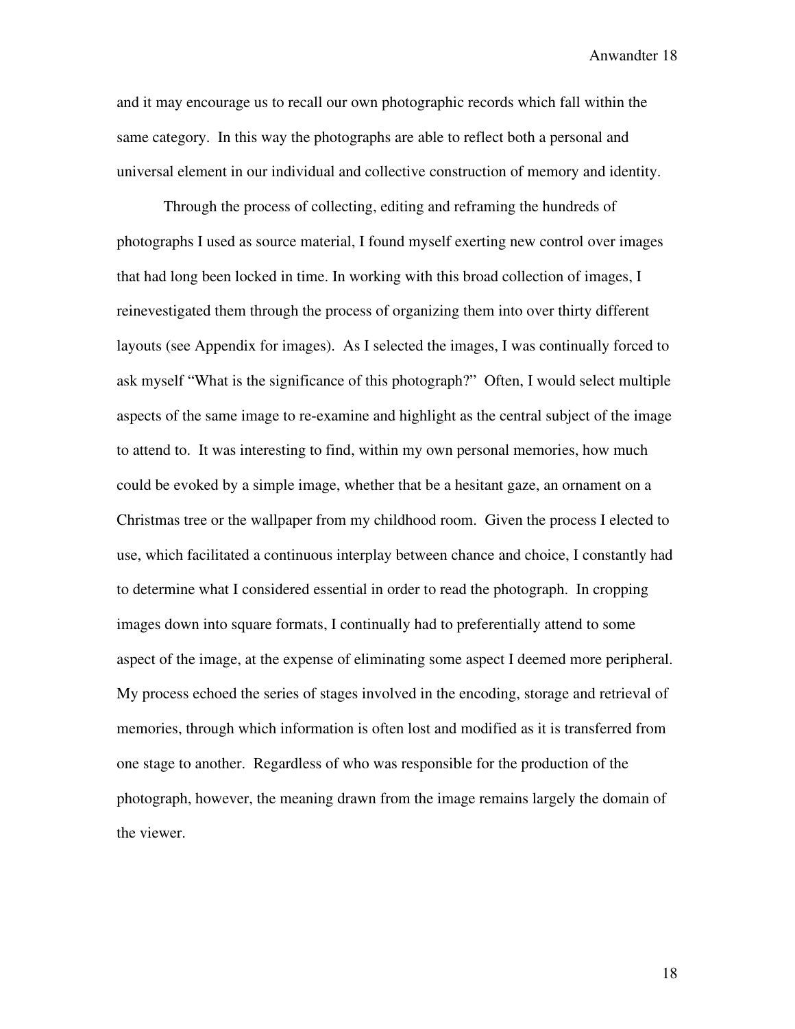and it may encourage us to recall our own photographic records which fall within the same category. In this way the photographs are able to reflect both a personal and universal element in our individual and collective construction of memory and identity.

Through the process of collecting, editing and reframing the hundreds of photographs I used as source material, I found myself exerting new control over images that had long been locked in time. In working with this broad collection of images, I reinevestigated them through the process of organizing them into over thirty different layouts (see Appendix for images). As I selected the images, I was continually forced to ask myself "What is the significance of this photograph?" Often, I would select multiple aspects of the same image to re-examine and highlight as the central subject of the image to attend to. It was interesting to find, within my own personal memories, how much could be evoked by a simple image, whether that be a hesitant gaze, an ornament on a Christmas tree or the wallpaper from my childhood room. Given the process I elected to use, which facilitated a continuous interplay between chance and choice, I constantly had to determine what I considered essential in order to read the photograph. In cropping images down into square formats, I continually had to preferentially attend to some aspect of the image, at the expense of eliminating some aspect I deemed more peripheral. My process echoed the series of stages involved in the encoding, storage and retrieval of memories, through which information is often lost and modified as it is transferred from one stage to another. Regardless of who was responsible for the production of the photograph, however, the meaning drawn from the image remains largely the domain of the viewer.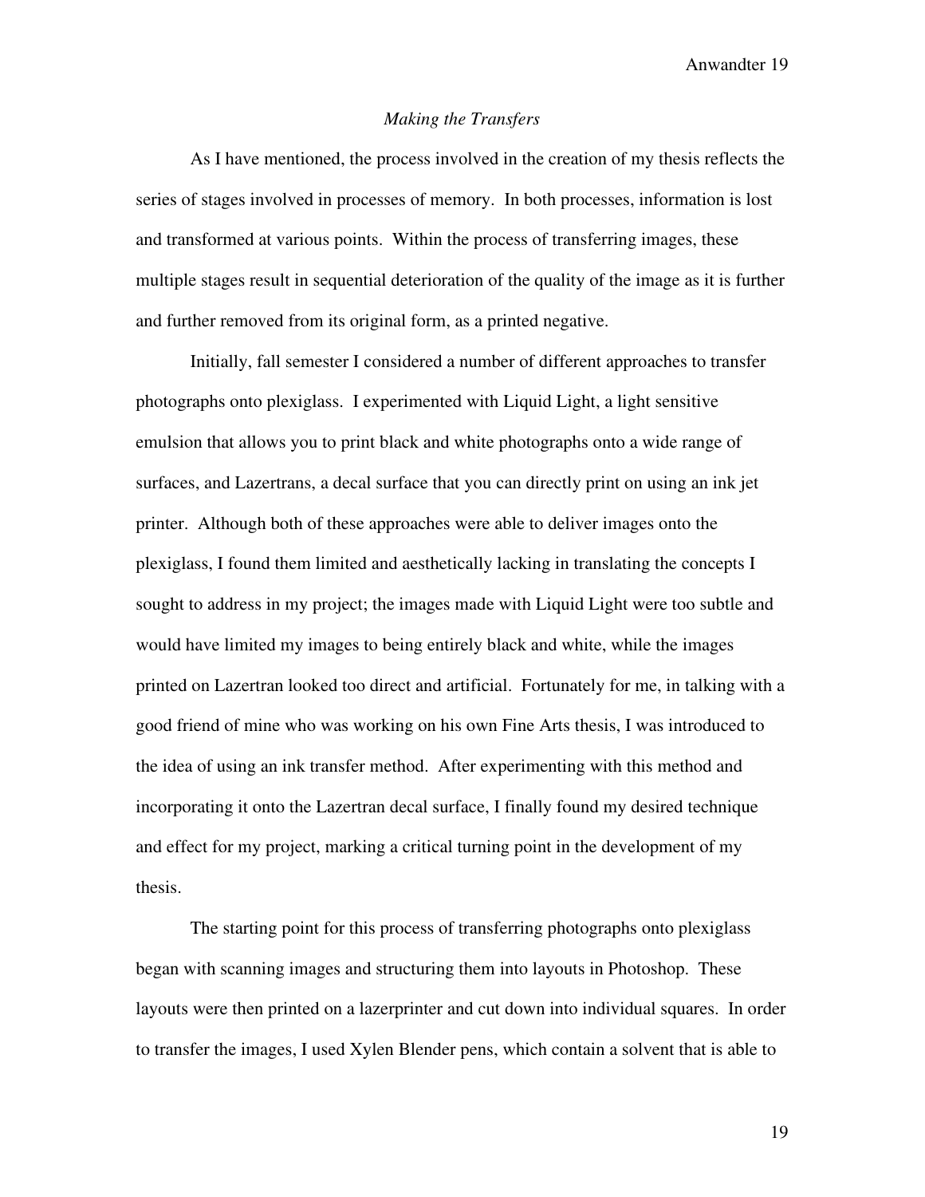*Making the Transfers*

As I have mentioned, the process involved in the creation of my thesis reflects the series of stages involved in processes of memory. In both processes, information is lost and transformed at various points. Within the process of transferring images, these multiple stages result in sequential deterioration of the quality of the image as it is further and further removed from its original form, as a printed negative.

Initially, fall semester I considered a number of different approaches to transfer photographs onto plexiglass. I experimented with Liquid Light, a light sensitive emulsion that allows you to print black and white photographs onto a wide range of surfaces, and Lazertrans, a decal surface that you can directly print on using an ink jet printer. Although both of these approaches were able to deliver images onto the plexiglass, I found them limited and aesthetically lacking in translating the concepts I sought to address in my project; the images made with Liquid Light were too subtle and would have limited my images to being entirely black and white, while the images printed on Lazertran looked too direct and artificial. Fortunately for me, in talking with a good friend of mine who was working on his own Fine Arts thesis, I was introduced to the idea of using an ink transfer method. After experimenting with this method and incorporating it onto the Lazertran decal surface, I finally found my desired technique and effect for my project, marking a critical turning point in the development of my thesis.

The starting point for this process of transferring photographs onto plexiglass began with scanning images and structuring them into layouts in Photoshop. These layouts were then printed on a lazerprinter and cut down into individual squares. In order to transfer the images, I used Xylen Blender pens, which contain a solvent that is able to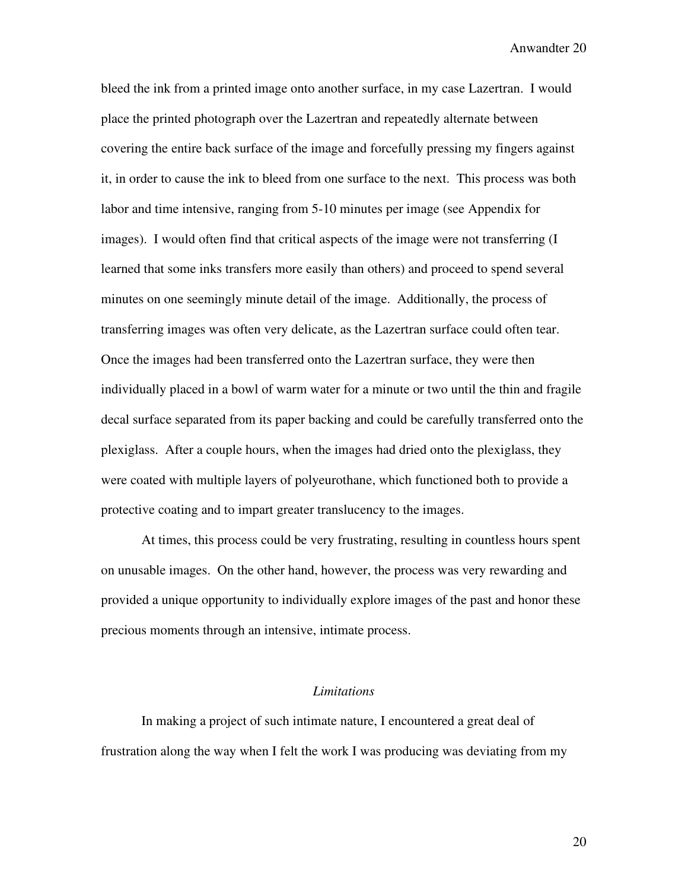bleed the ink from a printed image onto another surface, in my case Lazertran. I would place the printed photograph over the Lazertran and repeatedly alternate between covering the entire back surface of the image and forcefully pressing my fingers against it, in order to cause the ink to bleed from one surface to the next. This process was both labor and time intensive, ranging from 5-10 minutes per image (see Appendix for images). I would often find that critical aspects of the image were not transferring (I learned that some inks transfers more easily than others) and proceed to spend several minutes on one seemingly minute detail of the image. Additionally, the process of transferring images was often very delicate, as the Lazertran surface could often tear. Once the images had been transferred onto the Lazertran surface, they were then individually placed in a bowl of warm water for a minute or two until the thin and fragile decal surface separated from its paper backing and could be carefully transferred onto the plexiglass. After a couple hours, when the images had dried onto the plexiglass, they were coated with multiple layers of polyeurothane, which functioned both to provide a protective coating and to impart greater translucency to the images.

At times, this process could be very frustrating, resulting in countless hours spent on unusable images. On the other hand, however, the process was very rewarding and provided a unique opportunity to individually explore images of the past and honor these precious moments through an intensive, intimate process.

### *Limitations*

In making a project of such intimate nature, I encountered a great deal of frustration along the way when I felt the work I was producing was deviating from my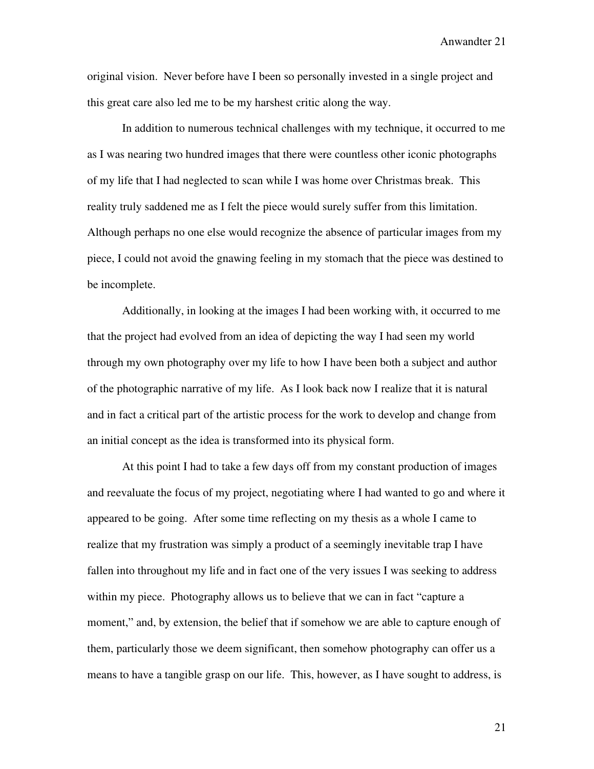original vision. Never before have I been so personally invested in a single project and this great care also led me to be my harshest critic along the way.

In addition to numerous technical challenges with my technique, it occurred to me as I was nearing two hundred images that there were countless other iconic photographs of my life that I had neglected to scan while I was home over Christmas break. This reality truly saddened me as I felt the piece would surely suffer from this limitation. Although perhaps no one else would recognize the absence of particular images from my piece, I could not avoid the gnawing feeling in my stomach that the piece was destined to be incomplete.

Additionally, in looking at the images I had been working with, it occurred to me that the project had evolved from an idea of depicting the way I had seen my world through my own photography over my life to how I have been both a subject and author of the photographic narrative of my life. As I look back now I realize that it is natural and in fact a critical part of the artistic process for the work to develop and change from an initial concept as the idea is transformed into its physical form.

At this point I had to take a few days off from my constant production of images and reevaluate the focus of my project, negotiating where I had wanted to go and where it appeared to be going. After some time reflecting on my thesis as a whole I came to realize that my frustration was simply a product of a seemingly inevitable trap I have fallen into throughout my life and in fact one of the very issues I was seeking to address within my piece. Photography allows us to believe that we can in fact "capture a moment," and, by extension, the belief that if somehow we are able to capture enough of them, particularly those we deem significant, then somehow photography can offer us a means to have a tangible grasp on our life. This, however, as I have sought to address, is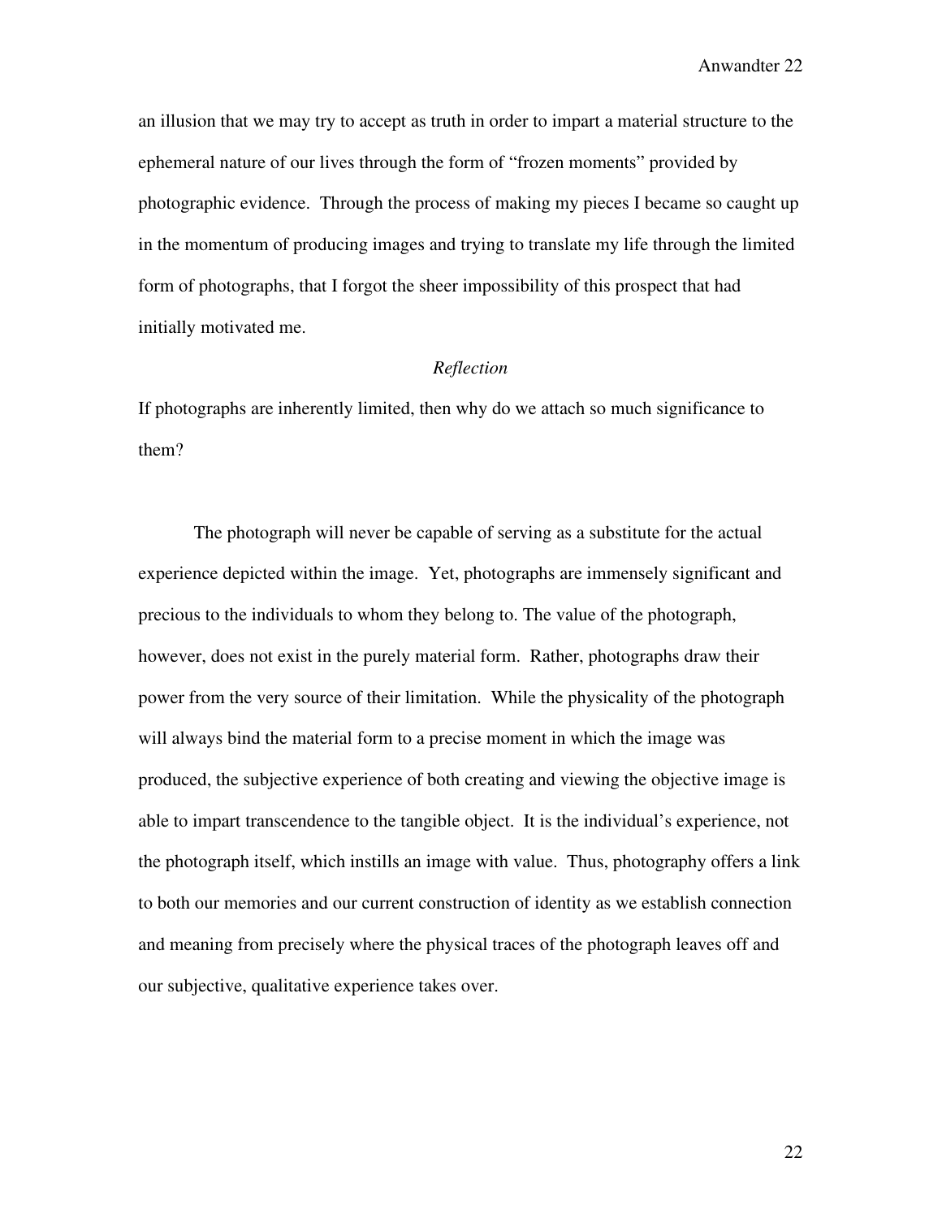an illusion that we may try to accept as truth in order to impart a material structure to the ephemeral nature of our lives through the form of "frozen moments" provided by photographic evidence. Through the process of making my pieces I became so caught up in the momentum of producing images and trying to translate my life through the limited form of photographs, that I forgot the sheer impossibility of this prospect that had initially motivated me.

*Reflection*

If photographs are inherently limited, then why do we attach so much significance to them?

The photograph will never be capable of serving as a substitute for the actual experience depicted within the image. Yet, photographs are immensely significant and precious to the individuals to whom they belong to. The value of the photograph, however, does not exist in the purely material form. Rather, photographs draw their power from the very source of their limitation. While the physicality of the photograph will always bind the material form to a precise moment in which the image was produced, the subjective experience of both creating and viewing the objective image is able to impart transcendence to the tangible object. It is the individual's experience, not the photograph itself, which instills an image with value. Thus, photography offers a link to both our memories and our current construction of identity as we establish connection and meaning from precisely where the physical traces of the photograph leaves off and our subjective, qualitative experience takes over.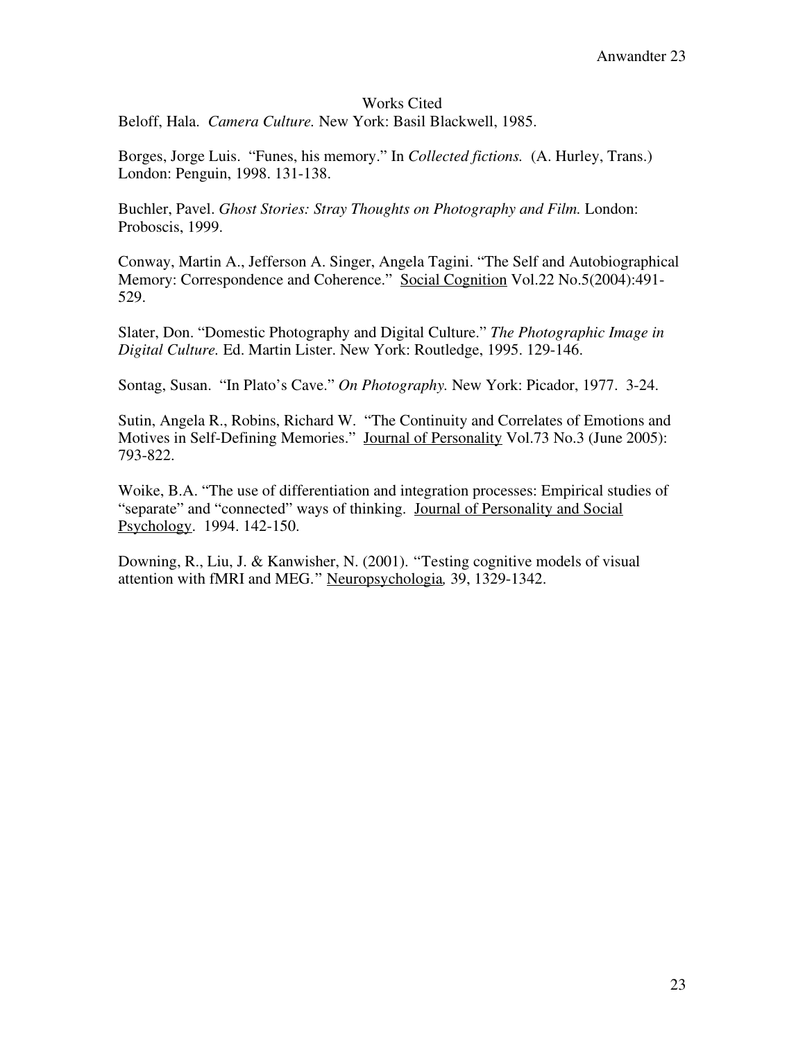# Works Cited

Beloff, Hala. *Camera Culture.* New York: Basil Blackwell, 1985.

Borges, Jorge Luis. "Funes, his memory." In *Collected fictions.* (A. Hurley, Trans.) London: Penguin, 1998. 131-138.

Buchler, Pavel. *Ghost Stories: Stray Thoughts on Photography and Film.* London: Proboscis, 1999.

Conway, Martin A., Jefferson A. Singer, Angela Tagini. "The Self and Autobiographical Memory: Correspondence and Coherence." <u>Social Cognition</u> Vol.22 No.5(2004):491-529.

Slater, Don. "Domestic Photography and Digital Culture." *The Photographic Image in Digital Culture.* Ed. Martin Lister. New York: Routledge, 1995. 129-146.

Sontag, Susan. "In Plato's Cave." *On Photography.* New York: Picador, 1977. 3-24.

Sutin, Angela R., Robins, Richard W. "The Continuity and Correlates of Emotions and Motives in Self-Defining Memories." <u>Journal of Personality</u> Vol.73 No.3 (June 2005): 793-822.

Woike, B.A. "The use of differentiation and integration processes: Empirical studies of "separate" and "connected" ways of thinking. <u>Journal of Personality and Social Psychology</u>. 1994. 142-150.

Downing, R., Liu, J. & Kanwisher, N. (2001). "Testing cognitive models of visual attention with fMRI and MEG." <u>Neuropsychologia</u>*,* 39, 1329-1342.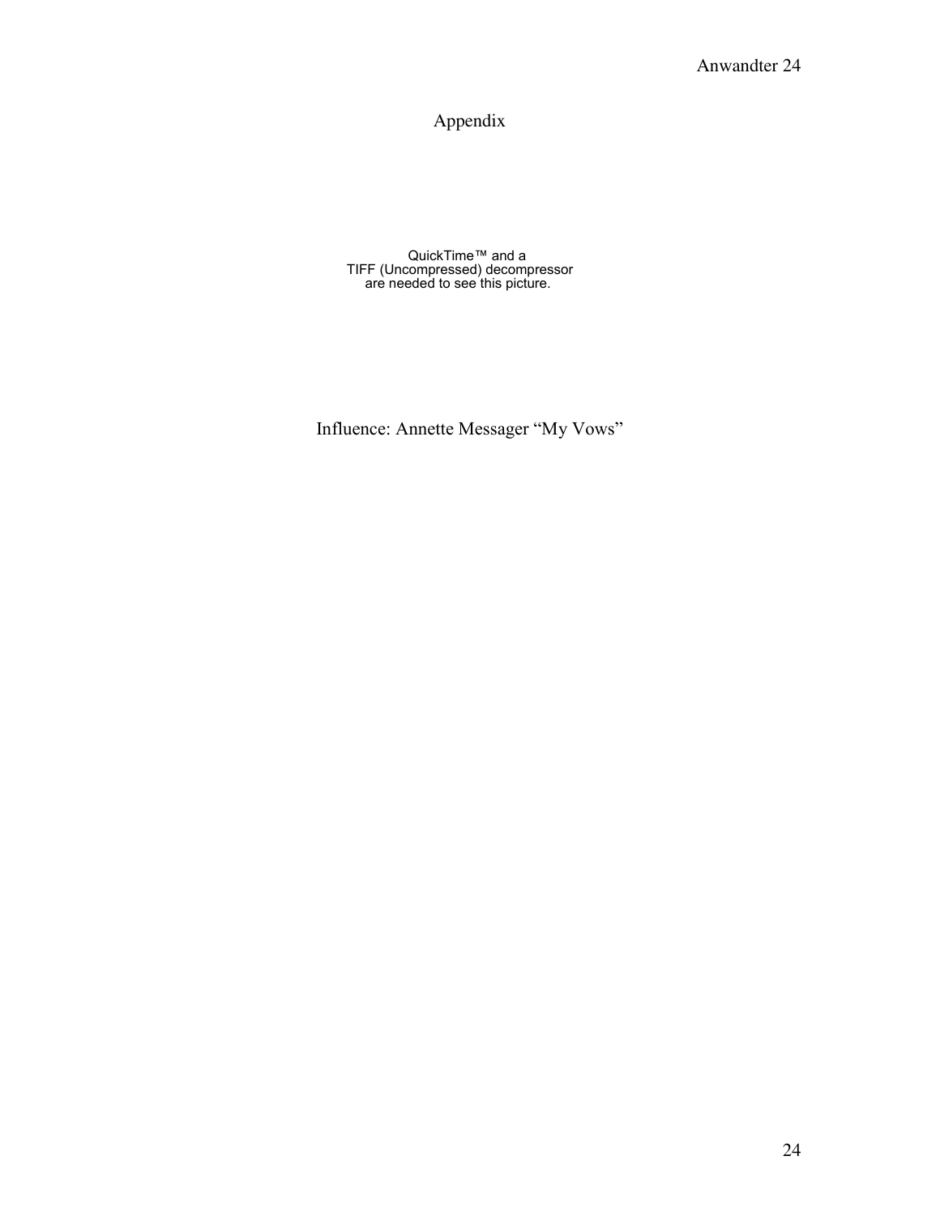# Appendix

QuickTime™ and a
TIFF (Uncompressed) decompressor
are needed to see this picture.

Influence: Annette Messager "My Vows"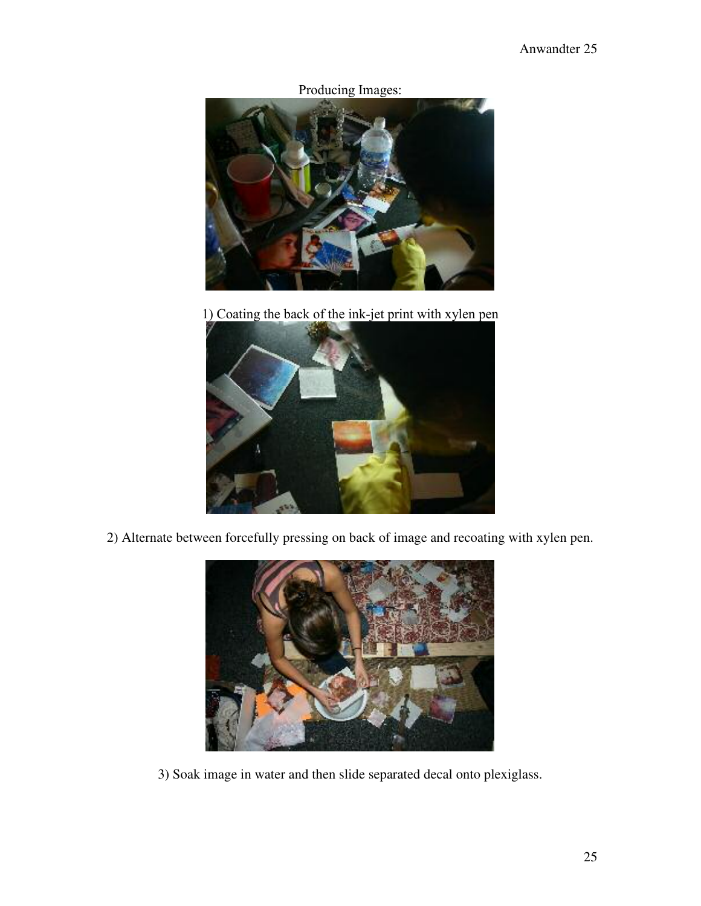Producing Images:

1) Coating the back of the ink-jet print with xylen pen

2) Alternate between forcefully pressing on back of image and recoating with xylen pen.

3) Soak image in water and then slide separated decal onto plexiglass.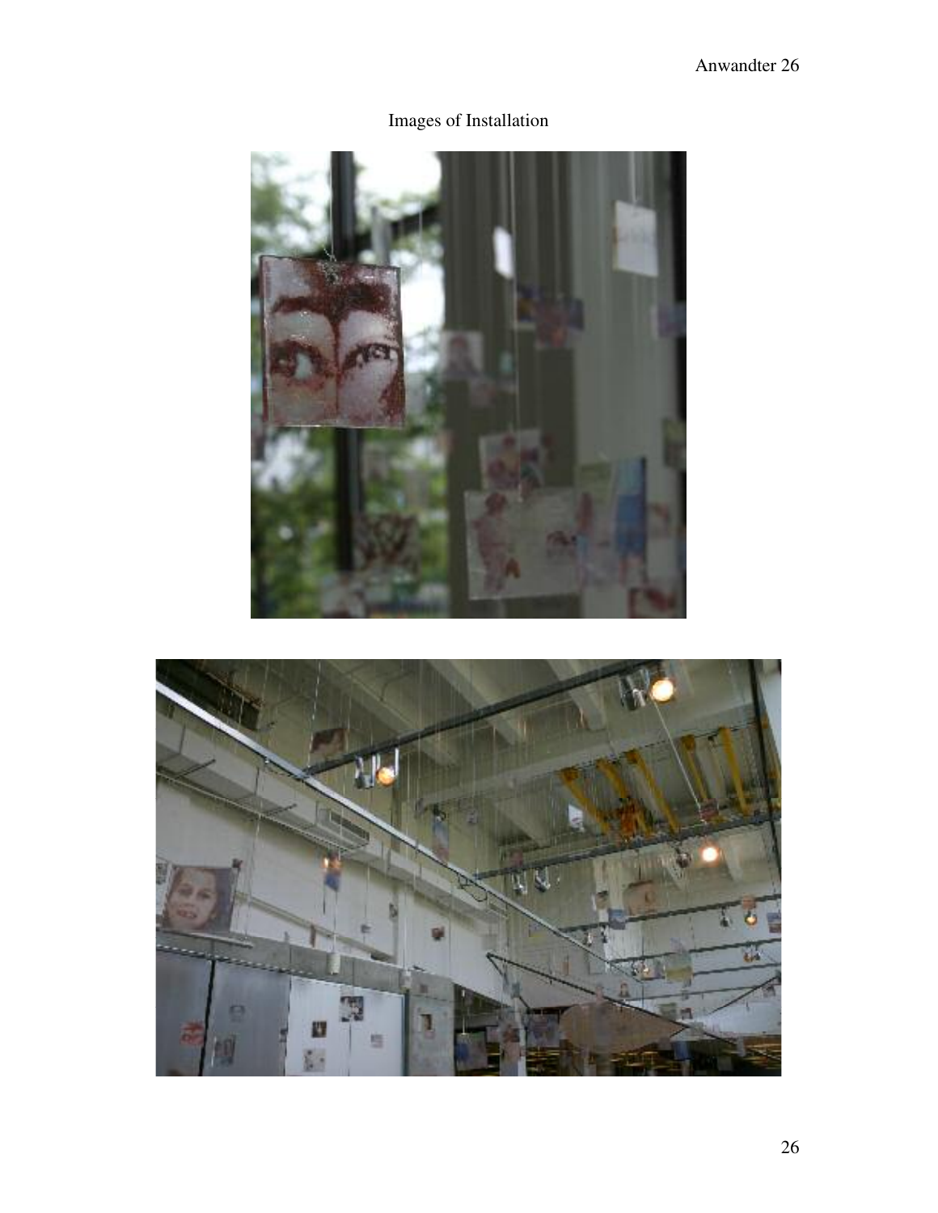Images of Installation